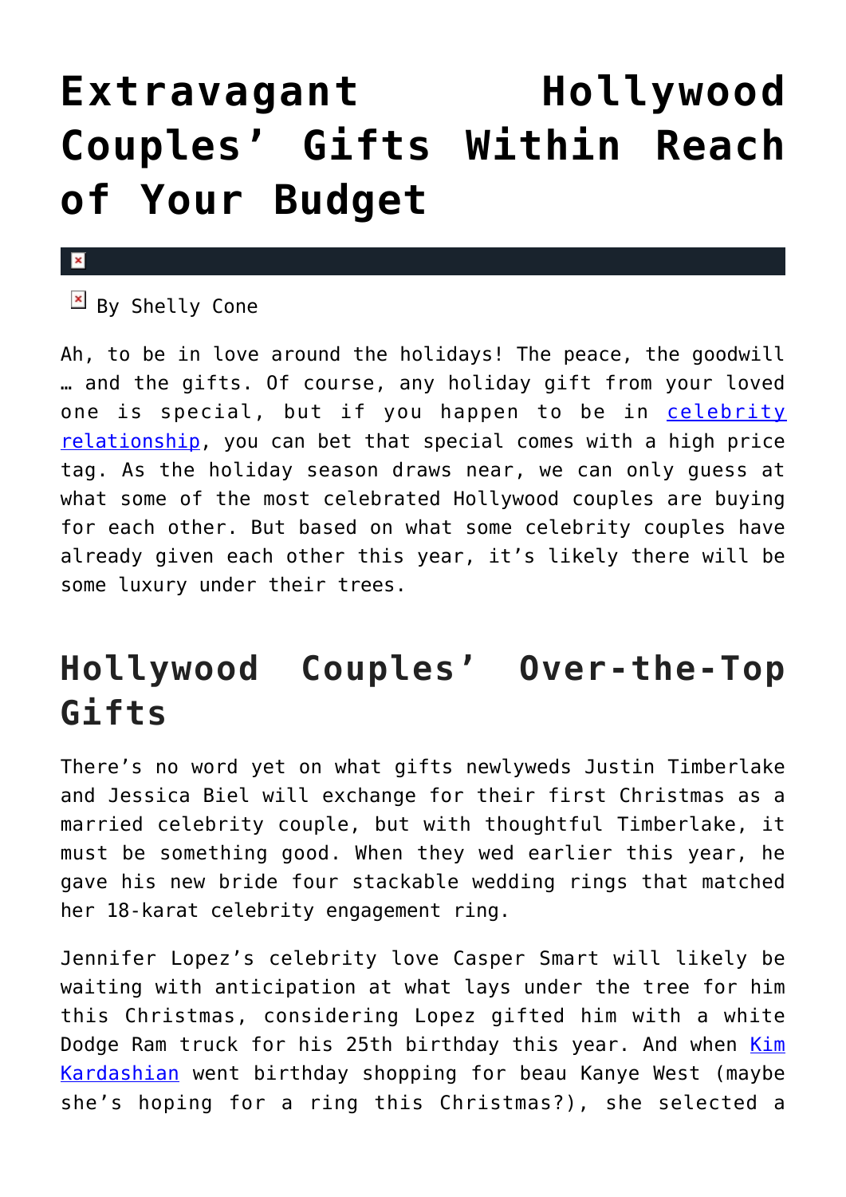# Extravagant Hollywood Couples' Gifts Within Reach of Your Budget

By Shelly Cone

Ah, to be in love around the holidays! The peace, the goodwill … and the gifts. Of course, any holiday gift from your loved one is special, but if you happen to be in [celebrity relationship](), you can bet that special comes with a high price tag. As the holiday season draws near, we can only guess at what some of the most celebrated Hollywood couples are buying for each other. But based on what some celebrity couples have already given each other this year, it's likely there will be some luxury under their trees.

## Hollywood Couples' Over-the-Top Gifts

There's no word yet on what gifts newlyweds Justin Timberlake and Jessica Biel will exchange for their first Christmas as a married celebrity couple, but with thoughtful Timberlake, it must be something good. When they wed earlier this year, he gave his new bride four stackable wedding rings that matched her 18-karat celebrity engagement ring.

Jennifer Lopez's celebrity love Casper Smart will likely be waiting with anticipation at what lays under the tree for him this Christmas, considering Lopez gifted him with a white Dodge Ram truck for his 25th birthday this year. And when [Kim Kardashian]() went birthday shopping for beau Kanye West (maybe she's hoping for a ring this Christmas?), she selected a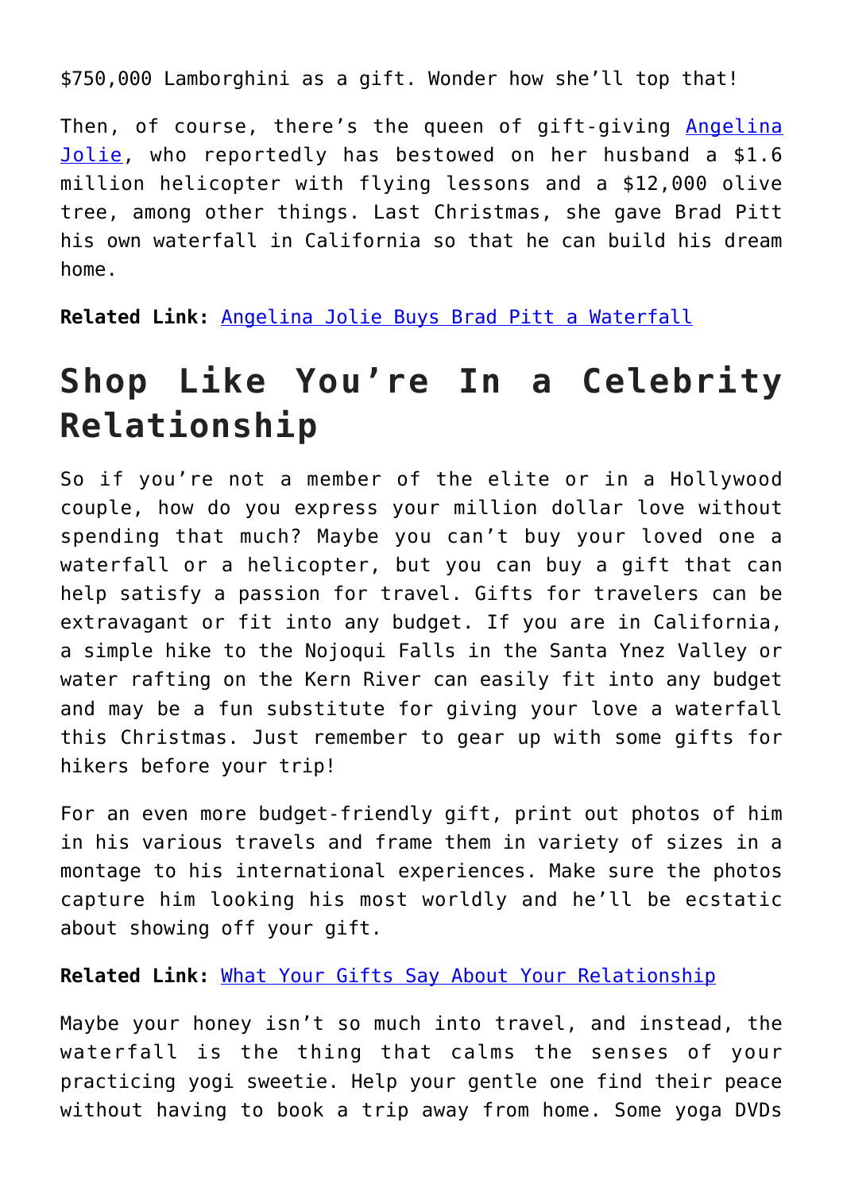$750,000 Lamborghini as a gift. Wonder how she'll top that!

Then, of course, there's the queen of gift-giving [Angelina Jolie](), who reportedly has bestowed on her husband a $1.6 million helicopter with flying lessons and a $12,000 olive tree, among other things. Last Christmas, she gave Brad Pitt his own waterfall in California so that he can build his dream home.

**Related Link:** [Angelina Jolie Buys Brad Pitt a Waterfall]()

## Shop Like You're In a Celebrity Relationship

So if you're not a member of the elite or in a Hollywood couple, how do you express your million dollar love without spending that much? Maybe you can't buy your loved one a waterfall or a helicopter, but you can buy a gift that can help satisfy a passion for travel. Gifts for travelers can be extravagant or fit into any budget. If you are in California, a simple hike to the Nojoqui Falls in the Santa Ynez Valley or water rafting on the Kern River can easily fit into any budget and may be a fun substitute for giving your love a waterfall this Christmas. Just remember to gear up with some gifts for hikers before your trip!

For an even more budget-friendly gift, print out photos of him in his various travels and frame them in variety of sizes in a montage to his international experiences. Make sure the photos capture him looking his most worldly and he'll be ecstatic about showing off your gift.

**Related Link:** [What Your Gifts Say About Your Relationship]()

Maybe your honey isn't so much into travel, and instead, the waterfall is the thing that calms the senses of your practicing yogi sweetie. Help your gentle one find their peace without having to book a trip away from home. Some yoga DVDs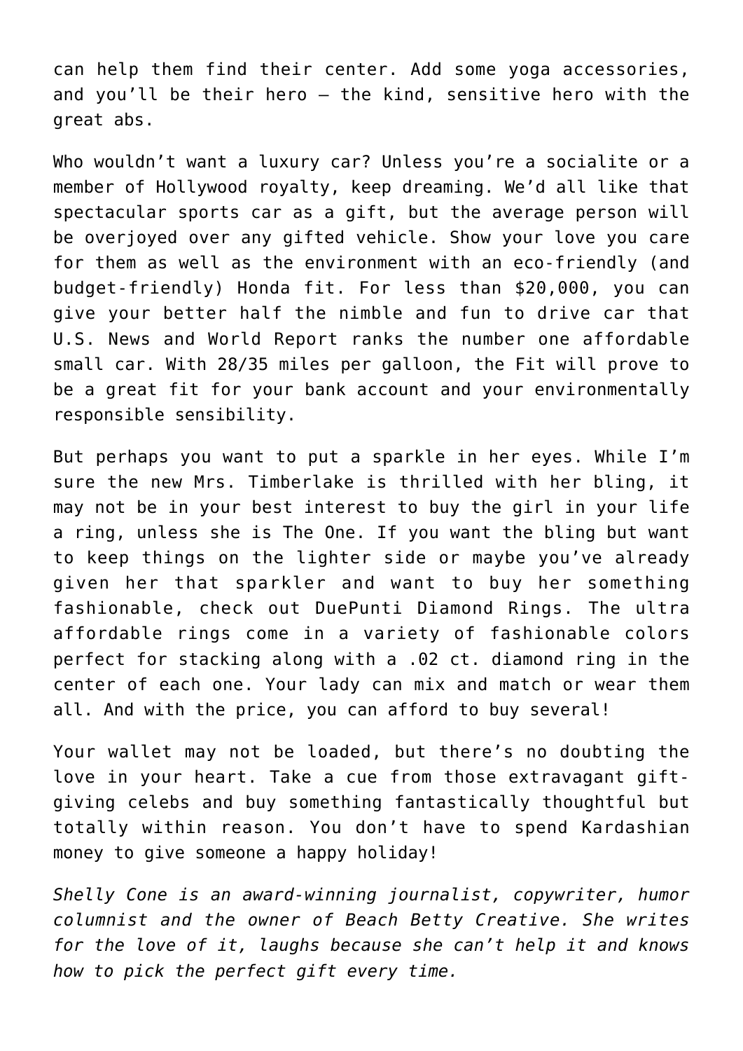can help them find their center. Add some yoga accessories, and you'll be their hero – the kind, sensitive hero with the great abs.

Who wouldn't want a luxury car? Unless you're a socialite or a member of Hollywood royalty, keep dreaming. We'd all like that spectacular sports car as a gift, but the average person will be overjoyed over any gifted vehicle. Show your love you care for them as well as the environment with an eco-friendly (and budget-friendly) Honda fit. For less than $20,000, you can give your better half the nimble and fun to drive car that U.S. News and World Report ranks the number one affordable small car. With 28/35 miles per gallon, the Fit will prove to be a great fit for your bank account and your environmentally responsible sensibility.

But perhaps you want to put a sparkle in her eyes. While I'm sure the new Mrs. Timberlake is thrilled with her bling, it may not be in your best interest to buy the girl in your life a ring, unless she is The One. If you want the bling but want to keep things on the lighter side or maybe you've already given her that sparkler and want to buy her something fashionable, check out DuePunti Diamond Rings. The ultra affordable rings come in a variety of fashionable colors perfect for stacking along with a .02 ct. diamond ring in the center of each one. Your lady can mix and match or wear them all. And with the price, you can afford to buy several!

Your wallet may not be loaded, but there's no doubting the love in your heart. Take a cue from those extravagant gift-giving celebs and buy something fantastically thoughtful but totally within reason. You don't have to spend Kardashian money to give someone a happy holiday!

*Shelly Cone is an award-winning journalist, copywriter, humor columnist and the owner of Beach Betty Creative. She writes for the love of it, laughs because she can't help it and knows how to pick the perfect gift every time.*